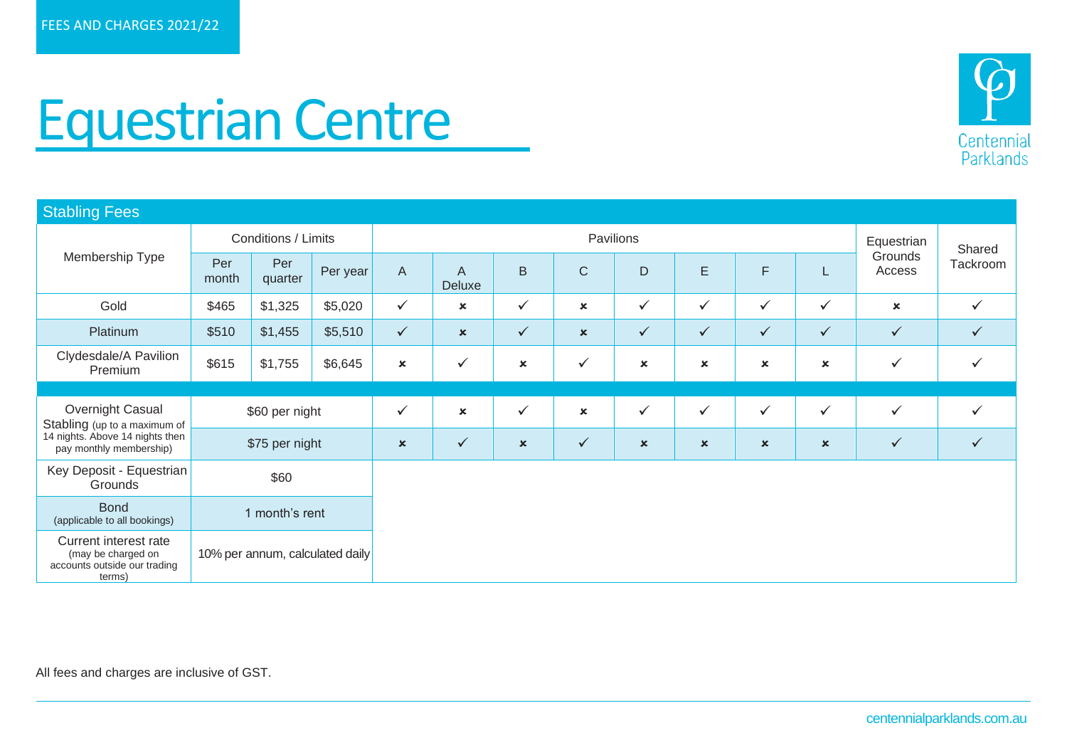FEES AND CHARGES 2021/22

# Equestrian Centre

## Stabling Fees

| Membership Type | Conditions / Limits | | | Pavilions | | | | | | | | Equestrian Grounds Access | Shared Tackroom |
|---|---|---|---|---|---|---|---|---|---|---|---|---|---|
| | Per month | Per quarter | Per year | A | A Deluxe | B | C | D | E | F | L | | |
| Gold | $465 | $1,325 | $5,020 | ✓ | × | ✓ | × | ✓ | ✓ | ✓ | ✓ | × | ✓ |
| Platinum | $510 | $1,455 | $5,510 | ✓ | × | ✓ | × | ✓ | ✓ | ✓ | ✓ | ✓ | ✓ |
| Clydesdale/A Pavilion Premium | $615 | $1,755 | $6,645 | × | ✓ | × | ✓ | × | × | × | × | ✓ | ✓ |
| Overnight Casual Stabling (up to a maximum of 14 nights. Above 14 nights then pay monthly membership) | $60 per night | | | ✓ | × | ✓ | × | ✓ | ✓ | ✓ | ✓ | ✓ | ✓ |
| | $75 per night | | | × | ✓ | × | ✓ | × | × | × | × | ✓ | ✓ |
| Key Deposit - Equestrian Grounds | $60 | | | | | | | | | | | | |
| Bond (applicable to all bookings) | 1 month's rent | | | | | | | | | | | | |
| Current interest rate (may be charged on accounts outside our trading terms) | 10% per annum, calculated daily | | | | | | | | | | | | |

All fees and charges are inclusive of GST.

centennialparklands.com.au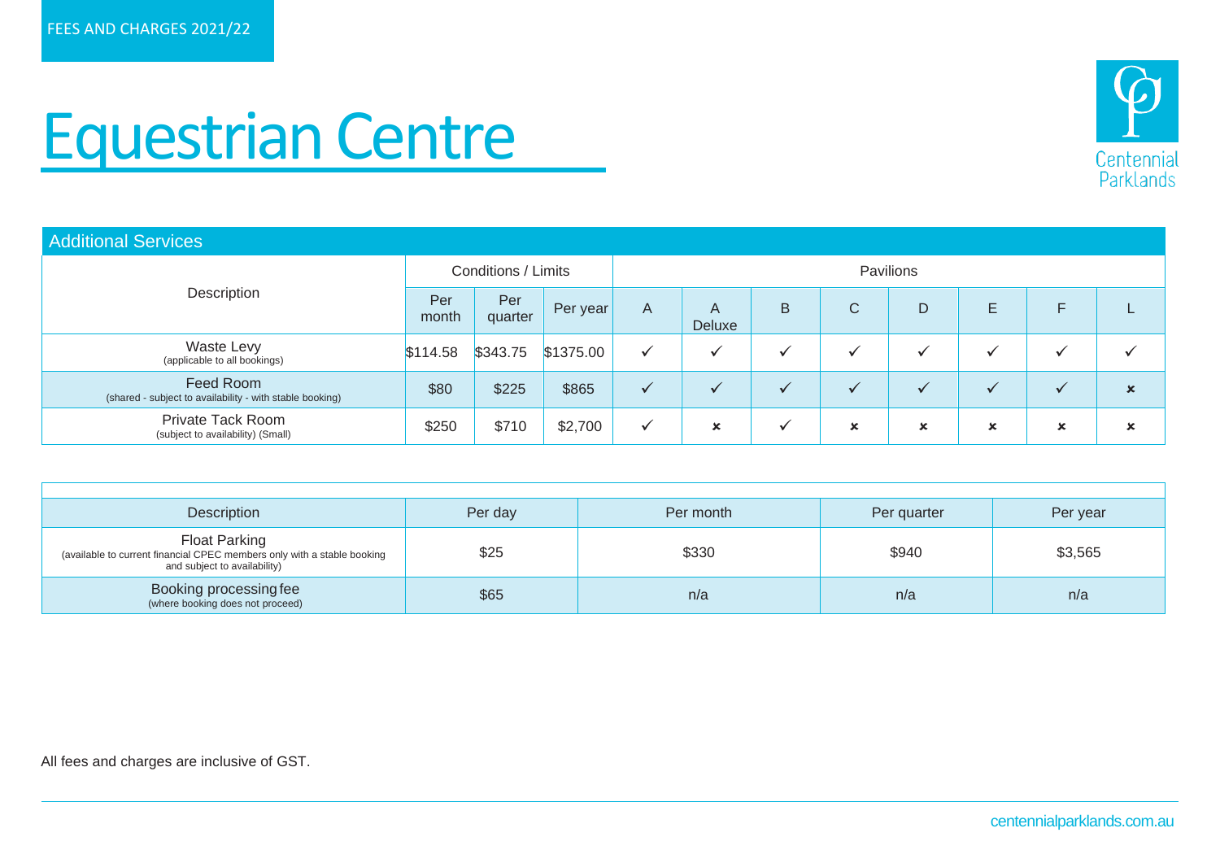FEES AND CHARGES 2021/22

# Equestrian Centre

## Additional Services

| Description | Conditions / Limits | | | Pavilions | | | | | | | |
|---|---|---|---|---|---|---|---|---|---|---|---|
| | Per month | Per quarter | Per year | A | A Deluxe | B | C | D | E | F | L |
| Waste Levy (applicable to all bookings) | $114.58 | $343.75 | $1375.00 | ✓ | ✓ | ✓ | ✓ | ✓ | ✓ | ✓ | ✓ |
| Feed Room (shared - subject to availability - with stable booking) | $80 | $225 | $865 | ✓ | ✓ | ✓ | ✓ | ✓ | ✓ | ✓ | ✗ |
| Private Tack Room (subject to availability) (Small) | $250 | $710 | $2,700 | ✓ | ✗ | ✓ | ✗ | ✗ | ✗ | ✗ | ✗ |

| Description | Per day | Per month | Per quarter | Per year |
|---|---|---|---|---|
| Float Parking (available to current financial CPEC members only with a stable booking and subject to availability) | $25 | $330 | $940 | $3,565 |
| Booking processing fee (where booking does not proceed) | $65 | n/a | n/a | n/a |

All fees and charges are inclusive of GST.